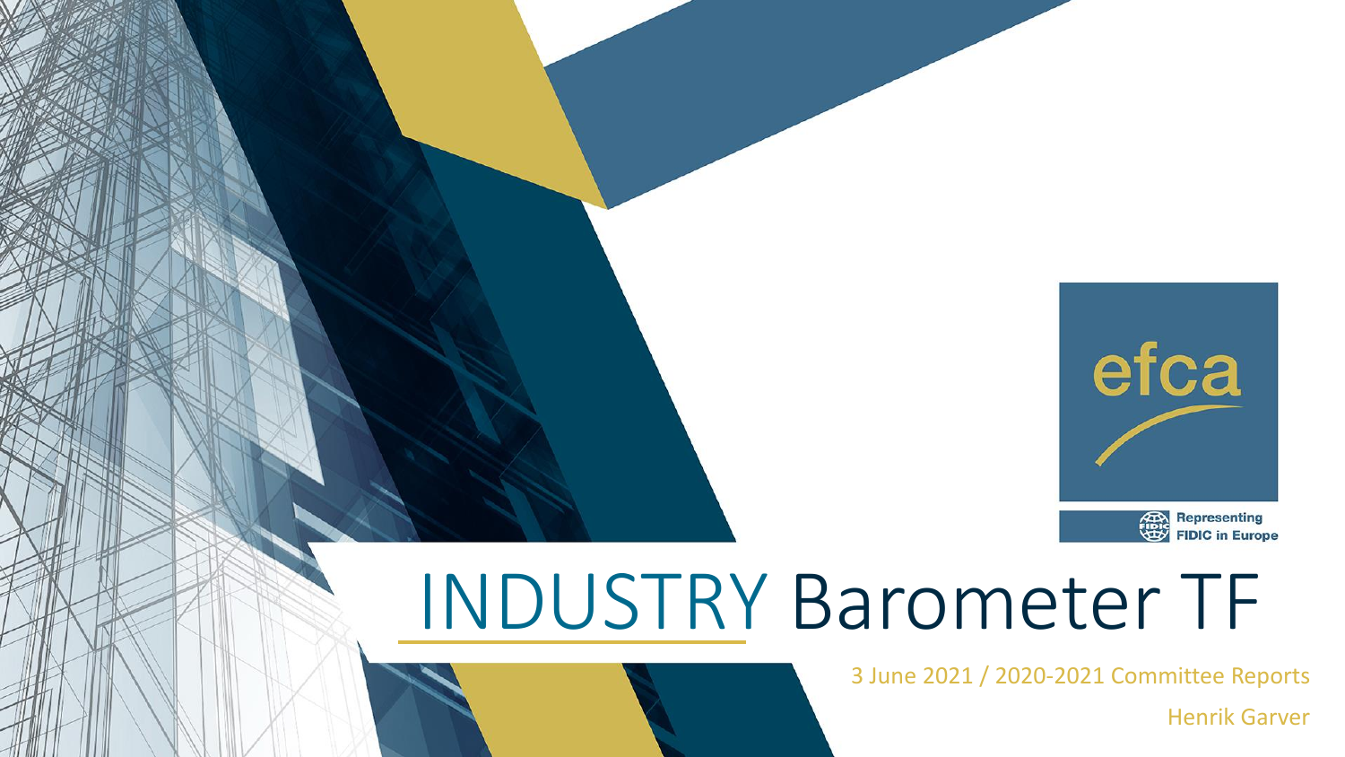efca

Representing FIDIC in Europe

# INDUSTRY Barometer TF

3 June 2021 / 2020-2021 Committee Reports

Henrik Garver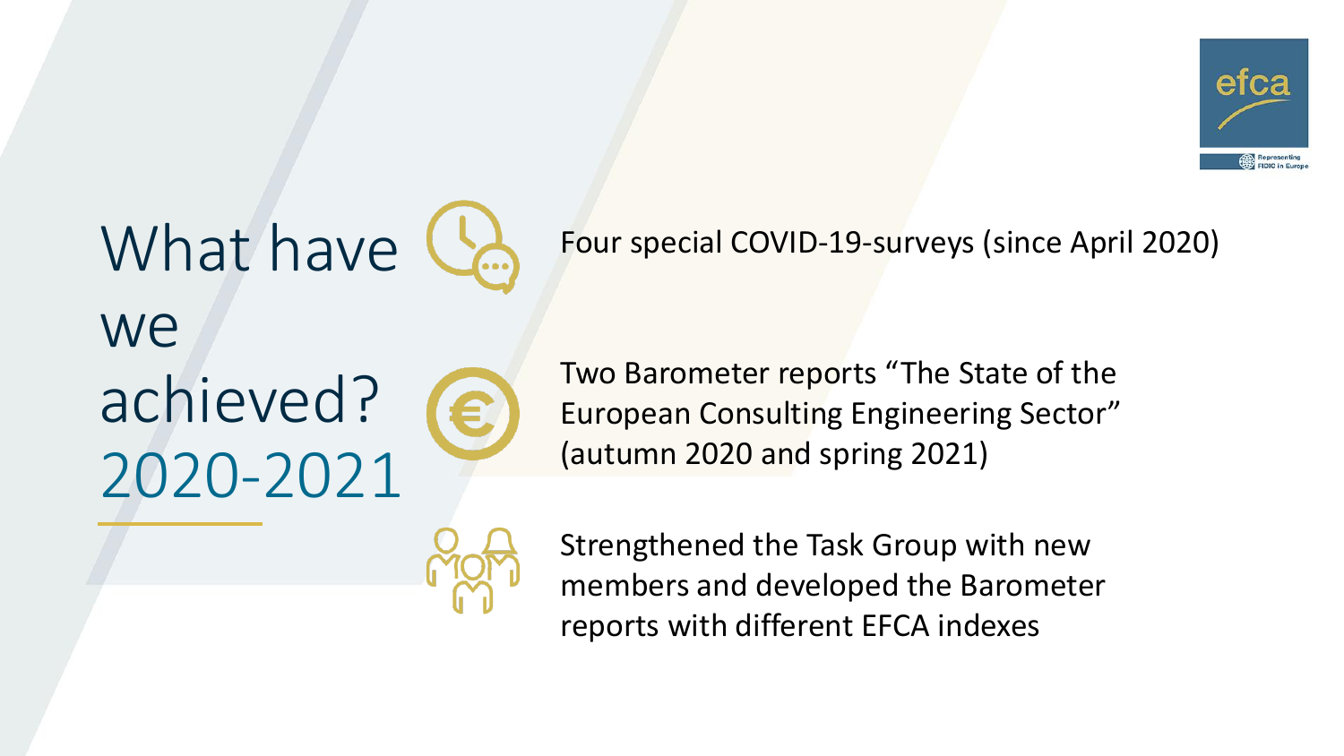# What have we achieved? 2020-2021

- Four special COVID-19-surveys (since April 2020)
- Two Barometer reports "The State of the European Consulting Engineering Sector" (autumn 2020 and spring 2021)
- Strengthened the Task Group with new members and developed the Barometer reports with different EFCA indexes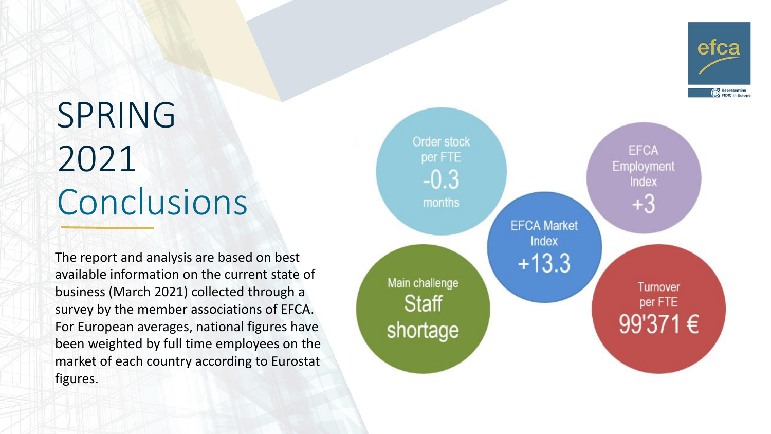# SPRING 2021 Conclusions

The report and analysis are based on best available information on the current state of business (March 2021) collected through a survey by the member associations of EFCA. For European averages, national figures have been weighted by full time employees on the market of each country according to Eurostat figures.

Order stock per FTE
-0.3
months

EFCA Employment Index
+3

EFCA Market Index
+13.3

Main challenge
Staff shortage

Turnover per FTE
99'371 €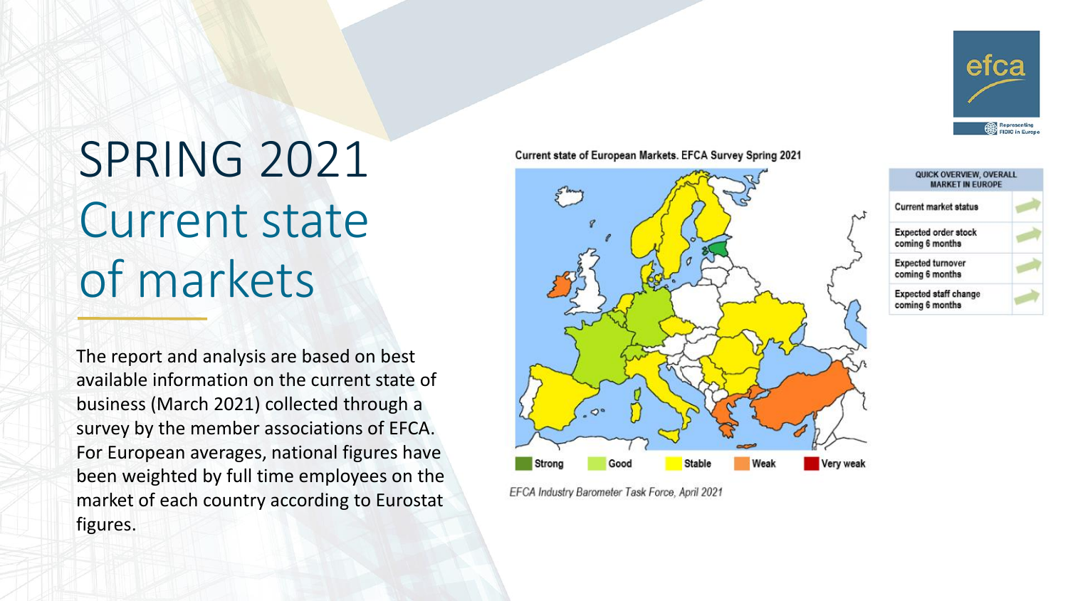# SPRING 2021

## Current state of markets

The report and analysis are based on best available information on the current state of business (March 2021) collected through a survey by the member associations of EFCA. For European averages, national figures have been weighted by full time employees on the market of each country according to Eurostat figures.

Current state of European Markets. EFCA Survey Spring 2021

Strong
Good
Stable
Weak
Very weak

*EFCA Industry Barometer Task Force, April 2021*

| QUICK OVERVIEW, OVERALL MARKET IN EUROPE | |
|---|---|
| Current market status | → |
| Expected order stock coming 6 months | → |
| Expected turnover coming 6 months | → |
| Expected staff change coming 6 months | → |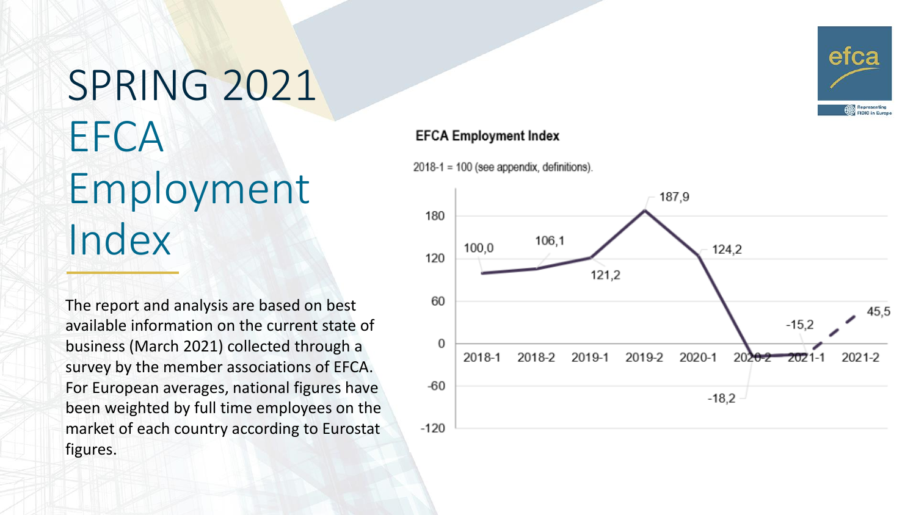# SPRING 2021 EFCA Employment Index

The report and analysis are based on best available information on the current state of business (March 2021) collected through a survey by the member associations of EFCA. For European averages, national figures have been weighted by full time employees on the market of each country according to Eurostat figures.

**EFCA Employment Index**

2018-1 = 100 (see appendix, definitions).

| Period | Index |
| --- | --- |
| 2018-1 | 100,0 |
| 2018-2 | 106,1 |
| 2019-1 | 121,2 |
| 2019-2 | 187,9 |
| 2020-1 | 124,2 |
| 2020-2 | -18,2 |
| 2021-1 | -15,2 |
| 2021-2 | 45,5 |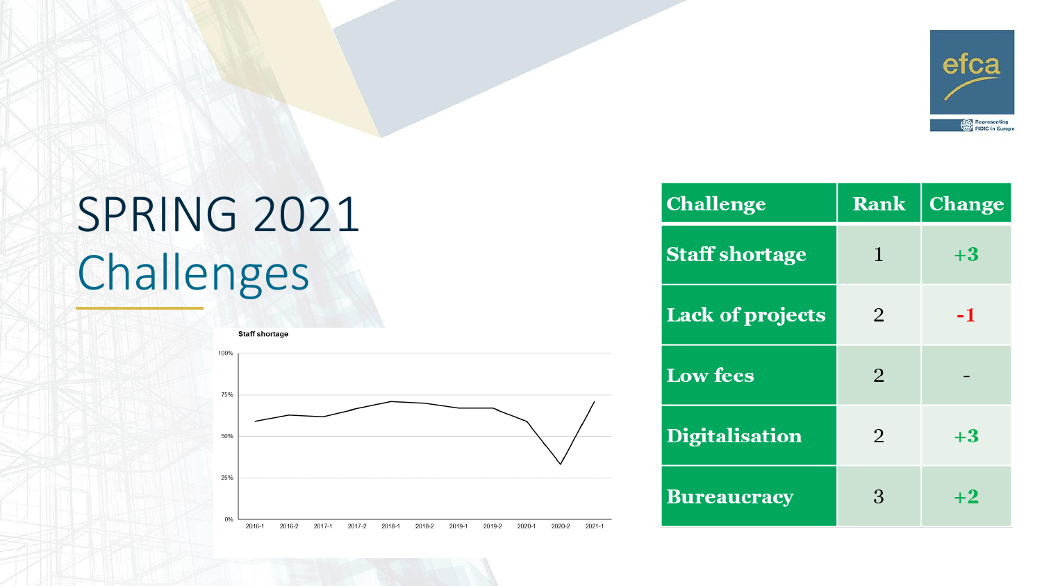# SPRING 2021
## Challenges

Staff shortage

| Challenge | Rank | Change |
|---|---|---|
| Staff shortage | 1 | +3 |
| Lack of projects | 2 | -1 |
| Low fees | 2 | - |
| Digitalisation | 2 | +3 |
| Bureaucracy | 3 | +2 |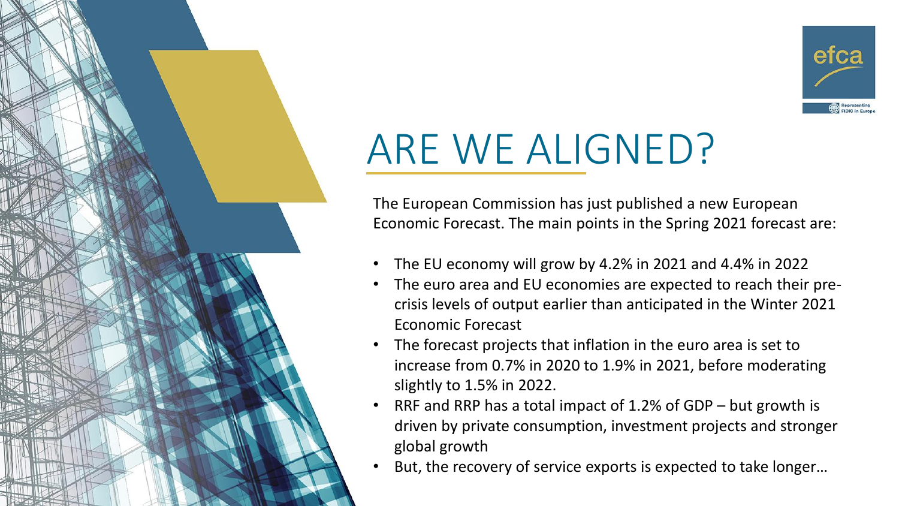# ARE WE ALIGNED?

The European Commission has just published a new European Economic Forecast. The main points in the Spring 2021 forecast are:

- The EU economy will grow by 4.2% in 2021 and 4.4% in 2022
- The euro area and EU economies are expected to reach their pre-crisis levels of output earlier than anticipated in the Winter 2021 Economic Forecast
- The forecast projects that inflation in the euro area is set to increase from 0.7% in 2020 to 1.9% in 2021, before moderating slightly to 1.5% in 2022.
- RRF and RRP has a total impact of 1.2% of GDP – but growth is driven by private consumption, investment projects and stronger global growth
- But, the recovery of service exports is expected to take longer…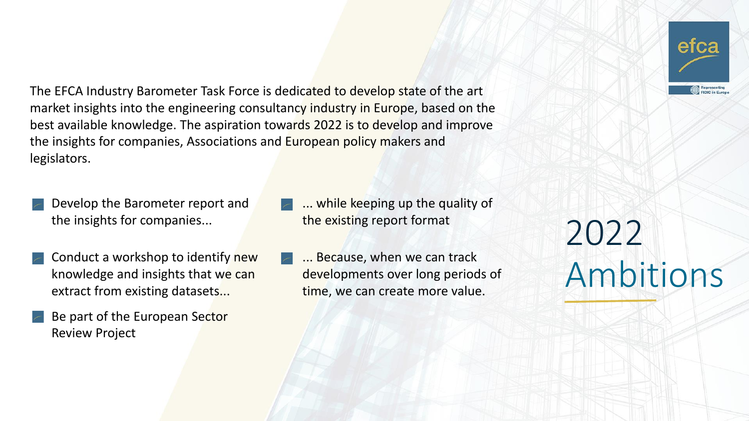# 2022 Ambitions

The EFCA Industry Barometer Task Force is dedicated to develop state of the art market insights into the engineering consultancy industry in Europe, based on the best available knowledge. The aspiration towards 2022 is to develop and improve the insights for companies, Associations and European policy makers and legislators.

- Develop the Barometer report and the insights for companies...
- Conduct a workshop to identify new knowledge and insights that we can extract from existing datasets...
- Be part of the European Sector Review Project
- ... while keeping up the quality of the existing report format
- ... Because, when we can track developments over long periods of time, we can create more value.